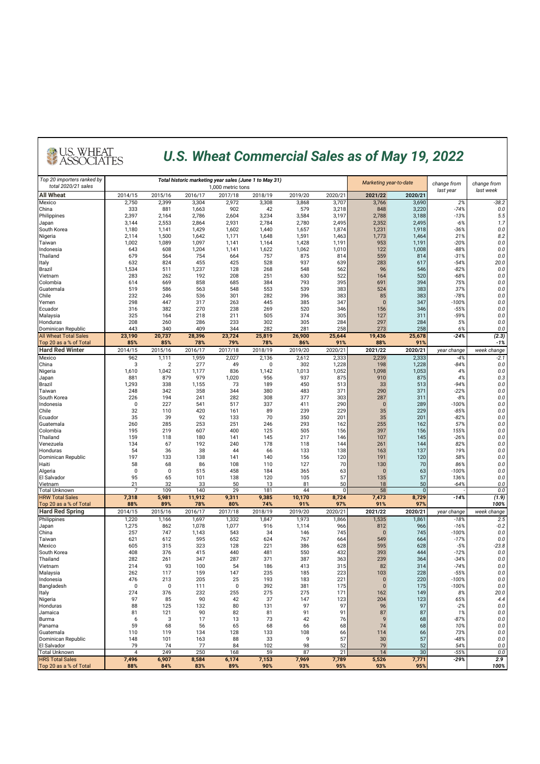# U.S. Wheat Commercial Sales as of May 19, 2022

| Top 20 importers ranked by total 2020/21 sales | Total historic marketing year sales (June 1 to May 31) 1,000 metric tons | | | | | | | Marketing year-to-date | | change from last year | change from last week |
|---|---|---|---|---|---|---|---|---|---|---|---|
| **All Wheat** | 2014/15 | 2015/16 | 2016/17 | 2017/18 | 2018/19 | 2019/20 | 2020/21 | **2021/22** | **2020/21** | | |
| Mexico | 2,750 | 2,399 | 3,304 | 2,972 | 3,308 | 3,868 | 3,707 | 3,766 | 3,690 | 2% | -38.2 |
| China | 333 | 881 | 1,663 | 902 | 42 | 579 | 3,218 | 848 | 3,220 | -74% | 0.0 |
| Philippines | 2,397 | 2,164 | 2,786 | 2,604 | 3,234 | 3,584 | 3,197 | 2,788 | 3,188 | -13% | 5.5 |
| Japan | 3,144 | 2,553 | 2,864 | 2,931 | 2,784 | 2,780 | 2,495 | 2,352 | 2,495 | -6% | 1.7 |
| South Korea | 1,180 | 1,141 | 1,429 | 1,602 | 1,440 | 1,657 | 1,874 | 1,231 | 1,918 | -36% | 0.0 |
| Nigeria | 2,114 | 1,500 | 1,642 | 1,171 | 1,648 | 1,591 | 1,463 | 1,773 | 1,464 | 21% | 8.2 |
| Taiwan | 1,002 | 1,089 | 1,097 | 1,141 | 1,164 | 1,428 | 1,191 | 953 | 1,191 | -20% | 0.0 |
| Indonesia | 643 | 608 | 1,204 | 1,141 | 1,622 | 1,062 | 1,010 | 122 | 1,008 | -88% | 0.0 |
| Thailand | 679 | 564 | 754 | 664 | 757 | 875 | 814 | 559 | 814 | -31% | 0.0 |
| Italy | 632 | 824 | 455 | 425 | 528 | 937 | 639 | 283 | 617 | -54% | 20.0 |
| Brazil | 1,534 | 511 | 1,237 | 128 | 268 | 548 | 562 | 96 | 546 | -82% | 0.0 |
| Vietnam | 283 | 262 | 192 | 208 | 251 | 630 | 522 | 164 | 520 | -68% | 0.0 |
| Colombia | 614 | 669 | 858 | 685 | 384 | 793 | 395 | 691 | 394 | 75% | 0.0 |
| Guatemala | 519 | 586 | 563 | 548 | 553 | 539 | 383 | 524 | 383 | 37% | 0.0 |
| Chile | 232 | 246 | 536 | 301 | 282 | 396 | 383 | 85 | 383 | -78% | 0.0 |
| Yemen | 298 | 447 | 317 | 263 | 445 | 385 | 347 | 0 | 347 | -100% | 0.0 |
| Ecuador | 316 | 382 | 270 | 238 | 269 | 520 | 346 | 156 | 346 | -55% | 0.0 |
| Malaysia | 325 | 164 | 218 | 211 | 505 | 374 | 305 | 127 | 311 | -59% | 0.0 |
| Honduras | 208 | 260 | 286 | 233 | 302 | 305 | 284 | 297 | 284 | 5% | 0.0 |
| Dominican Republic | 443 | 340 | 409 | 344 | 282 | 281 | 258 | 273 | 258 | 6% | 0.0 |
| **All Wheat Total Sales** | **23,190** | **20,737** | **28,396** | **23,724** | **25,819** | **26,900** | **25,644** | **19,436** | **25,678** | **-24%** | **(2.3)** |
| **Top 20 as a % of Total** | **85%** | **85%** | **78%** | **79%** | **78%** | **86%** | **91%** | **88%** | **91%** | | **-1%** |
| **Hard Red Winter** | 2014/15 | 2015/16 | 2016/17 | 2017/18 | 2018/19 | 2019/20 | 2020/21 | **2021/22** | **2020/21** | year change | week change |
| Mexico | 962 | 1,111 | 1,959 | 2,027 | 2,136 | 2,612 | 2,333 | 2,239 | 2,333 | -4% | -2.1 |
| China | 3 | 2 | 277 | 49 | 0 | 302 | 1,228 | 198 | 1,228 | -84% | 0.0 |
| Nigeria | 1,610 | 1,042 | 1,177 | 836 | 1,142 | 1,013 | 1,052 | 1,098 | 1,053 | 4% | 0.0 |
| Japan | 881 | 879 | 979 | 1,020 | 956 | 937 | 875 | 910 | 875 | 4% | 0.3 |
| Brazil | 1,293 | 338 | 1,155 | 73 | 189 | 450 | 513 | 33 | 513 | -94% | 0.0 |
| Taiwan | 248 | 342 | 358 | 344 | 380 | 483 | 371 | 290 | 371 | -22% | 0.0 |
| South Korea | 226 | 194 | 241 | 282 | 308 | 377 | 303 | 287 | 311 | -8% | 0.0 |
| Indonesia | 0 | 227 | 541 | 517 | 337 | 411 | 290 | 0 | 289 | -100% | 0.0 |
| Chile | 32 | 110 | 420 | 161 | 89 | 239 | 229 | 35 | 229 | -85% | 0.0 |
| Ecuador | 35 | 39 | 92 | 133 | 70 | 350 | 201 | 35 | 201 | -82% | 0.0 |
| Guatemala | 260 | 285 | 253 | 251 | 246 | 293 | 162 | 255 | 162 | 57% | 0.0 |
| Colombia | 195 | 219 | 607 | 400 | 125 | 505 | 156 | 397 | 156 | 155% | 0.0 |
| Thailand | 159 | 118 | 180 | 141 | 145 | 217 | 146 | 107 | 145 | -26% | 0.0 |
| Venezuela | 134 | 67 | 192 | 240 | 178 | 118 | 144 | 261 | 144 | 82% | 0.0 |
| Honduras | 54 | 36 | 38 | 44 | 66 | 133 | 138 | 163 | 137 | 19% | 0.0 |
| Dominican Republic | 197 | 133 | 138 | 141 | 140 | 156 | 120 | 191 | 120 | 58% | 0.0 |
| Haiti | 58 | 68 | 86 | 108 | 110 | 127 | 70 | 130 | 70 | 86% | 0.0 |
| Algeria | 0 | 0 | 515 | 458 | 184 | 365 | 63 | 0 | 63 | -100% | 0.0 |
| El Salvador | 95 | 65 | 101 | 138 | 120 | 105 | 57 | 135 | 57 | 136% | 0.0 |
| Vietnam | 21 | 32 | 33 | 50 | 13 | 81 | 50 | 18 | 50 | -64% | 0.0 |
| Total Unknown | 7 | 109 | 140 | 29 | 181 | 44 | 0 | 58 | 0 | - | 0.0 |
| **HRW Total Sales** | **7,318** | **5,981** | **11,912** | **9,311** | **9,385** | **10,170** | **8,724** | **7,473** | **8,729** | **-14%** | **(1.9)** |
| **Top 20 as a % of Total** | **88%** | **89%** | **78%** | **80%** | **74%** | **91%** | **97%** | **91%** | **97%** | | **100%** |
| **Hard Red Spring** | 2014/15 | 2015/16 | 2016/17 | 2017/18 | 2018/19 | 2019/20 | 2020/21 | **2021/22** | **2020/21** | year change | week change |
| Philippines | 1,220 | 1,166 | 1,697 | 1,332 | 1,847 | 1,973 | 1,866 | 1,535 | 1,861 | -18% | 2.5 |
| Japan | 1,275 | 862 | 1,078 | 1,077 | 916 | 1,114 | 966 | 812 | 966 | -16% | -0.2 |
| China | 257 | 747 | 1,143 | 543 | 34 | 146 | 745 | 0 | 745 | -100% | 0.0 |
| Taiwan | 621 | 612 | 595 | 652 | 624 | 767 | 664 | 549 | 664 | -17% | 0.0 |
| Mexico | 605 | 315 | 323 | 128 | 221 | 386 | 628 | 595 | 628 | -5% | -23.8 |
| South Korea | 408 | 376 | 415 | 440 | 481 | 550 | 432 | 393 | 444 | -12% | 0.0 |
| Thailand | 282 | 261 | 347 | 287 | 371 | 387 | 363 | 239 | 364 | -34% | 0.0 |
| Vietnam | 214 | 93 | 100 | 54 | 186 | 413 | 315 | 82 | 314 | -74% | 0.0 |
| Malaysia | 262 | 117 | 159 | 147 | 235 | 185 | 223 | 103 | 228 | -55% | 0.0 |
| Indonesia | 476 | 213 | 205 | 25 | 193 | 183 | 221 | 0 | 220 | -100% | 0.0 |
| Bangladesh | 0 | 0 | 111 | 0 | 392 | 381 | 175 | 0 | 175 | -100% | 0.0 |
| Italy | 274 | 376 | 232 | 255 | 275 | 275 | 171 | 162 | 149 | 8% | 20.0 |
| Nigeria | 97 | 85 | 90 | 42 | 37 | 147 | 123 | 204 | 123 | 65% | 4.4 |
| Honduras | 88 | 125 | 132 | 80 | 131 | 97 | 97 | 96 | 97 | -2% | 0.0 |
| Jamaica | 81 | 121 | 90 | 82 | 81 | 91 | 91 | 87 | 87 | 1% | 0.0 |
| Burma | 6 | 3 | 17 | 13 | 73 | 42 | 76 | 9 | 68 | -87% | 0.0 |
| Panama | 59 | 68 | 56 | 65 | 68 | 66 | 68 | 74 | 68 | 10% | 0.0 |
| Guatemala | 110 | 119 | 134 | 128 | 133 | 108 | 66 | 114 | 66 | 73% | 0.0 |
| Dominican Republic | 148 | 101 | 163 | 88 | 33 | 9 | 57 | 30 | 57 | -48% | 0.0 |
| El Salvador | 79 | 74 | 77 | 84 | 102 | 98 | 52 | 79 | 52 | 54% | 0.0 |
| Total Unknown | 4 | 249 | 250 | 168 | 59 | 87 | 21 | 14 | 30 | -55% | 0.0 |
| **HRS Total Sales** | **7,496** | **6,907** | **8,584** | **6,174** | **7,153** | **7,969** | **7,789** | **5,526** | **7,771** | **-29%** | **2.9** |
| **Top 20 as a % of Total** | **88%** | **84%** | **83%** | **89%** | **90%** | **93%** | **95%** | **93%** | **95%** | | **100%** |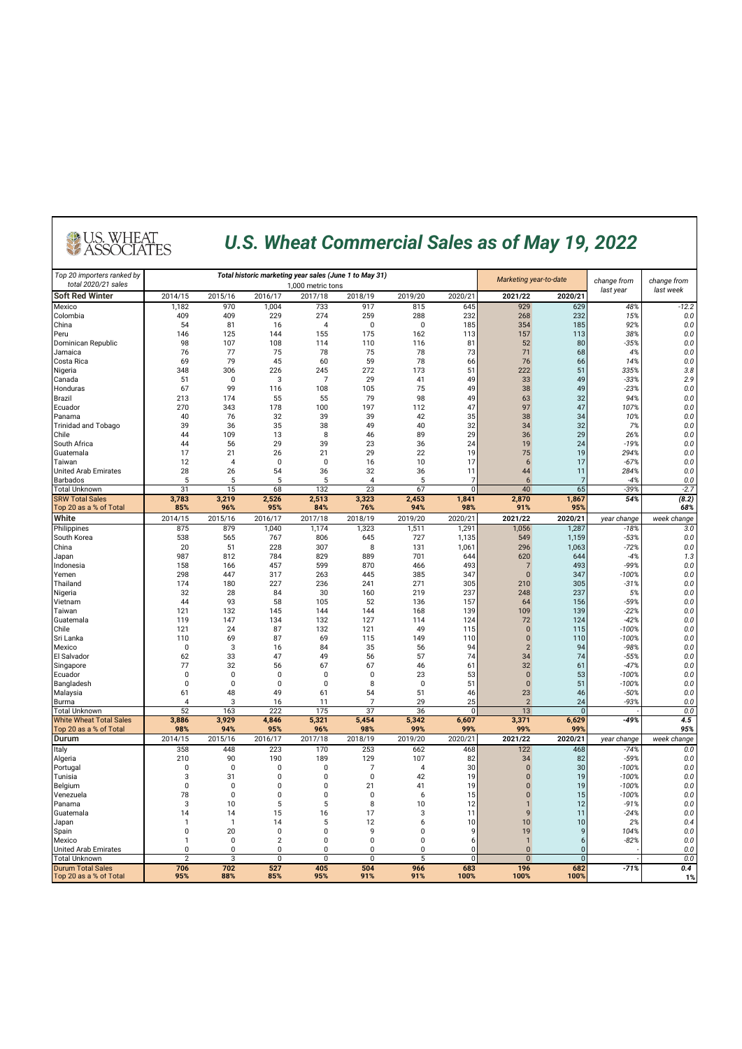# U.S. Wheat Commercial Sales as of May 19, 2022

| Top 20 importers ranked by total 2020/21 sales | Total historic marketing year sales (June 1 to May 31) 1,000 metric tons | | | | | | | Marketing year-to-date | | change from last year | change from last week |
|---|---|---|---|---|---|---|---|---|---|---|---|
| **Soft Red Winter** | 2014/15 | 2015/16 | 2016/17 | 2017/18 | 2018/19 | 2019/20 | 2020/21 | **2021/22** | **2020/21** | | |
| Mexico | 1,182 | 970 | 1,004 | 733 | 917 | 815 | 645 | 929 | 629 | 48% | -12.2 |
| Colombia | 409 | 409 | 229 | 274 | 259 | 288 | 232 | 268 | 232 | 15% | 0.0 |
| China | 54 | 81 | 16 | 4 | 0 | 0 | 185 | 354 | 185 | 92% | 0.0 |
| Peru | 146 | 125 | 144 | 155 | 175 | 162 | 113 | 157 | 113 | 38% | 0.0 |
| Dominican Republic | 98 | 107 | 108 | 114 | 110 | 116 | 81 | 52 | 80 | -35% | 0.0 |
| Jamaica | 76 | 77 | 75 | 78 | 75 | 78 | 73 | 71 | 68 | 4% | 0.0 |
| Costa Rica | 69 | 79 | 45 | 60 | 59 | 78 | 66 | 76 | 66 | 14% | 0.0 |
| Nigeria | 348 | 306 | 226 | 245 | 272 | 173 | 51 | 222 | 51 | 335% | 3.8 |
| Canada | 51 | 0 | 3 | 7 | 29 | 41 | 49 | 33 | 49 | -33% | 2.9 |
| Honduras | 67 | 99 | 116 | 108 | 105 | 75 | 49 | 38 | 49 | -23% | 0.0 |
| Brazil | 213 | 174 | 55 | 55 | 79 | 98 | 49 | 63 | 32 | 94% | 0.0 |
| Ecuador | 270 | 343 | 178 | 100 | 197 | 112 | 47 | 97 | 47 | 107% | 0.0 |
| Panama | 40 | 76 | 32 | 39 | 39 | 42 | 35 | 38 | 34 | 10% | 0.0 |
| Trinidad and Tobago | 39 | 36 | 35 | 38 | 49 | 40 | 32 | 34 | 32 | 7% | 0.0 |
| Chile | 44 | 109 | 13 | 8 | 46 | 89 | 29 | 36 | 29 | 26% | 0.0 |
| South Africa | 44 | 56 | 29 | 39 | 23 | 36 | 24 | 19 | 24 | -19% | 0.0 |
| Guatemala | 17 | 21 | 26 | 21 | 29 | 22 | 19 | 75 | 19 | 294% | 0.0 |
| Taiwan | 12 | 4 | 0 | 0 | 16 | 10 | 17 | 6 | 17 | -67% | 0.0 |
| United Arab Emirates | 28 | 26 | 54 | 36 | 32 | 36 | 11 | 44 | 11 | 284% | 0.0 |
| Barbados | 5 | 5 | 5 | 5 | 4 | 5 | 7 | 6 | 7 | -4% | 0.0 |
| Total Unknown | 31 | 15 | 68 | 132 | 23 | 67 | 0 | 40 | 65 | -39% | -2.7 |
| **SRW Total Sales** | **3,783** | **3,219** | **2,526** | **2,513** | **3,323** | **2,453** | **1,841** | **2,870** | **1,867** | **54%** | **(8.2)** |
| Top 20 as a % of Total | **85%** | **96%** | **95%** | **84%** | **76%** | **94%** | **98%** | **91%** | **95%** | | **68%** |
| **White** | 2014/15 | 2015/16 | 2016/17 | 2017/18 | 2018/19 | 2019/20 | 2020/21 | **2021/22** | **2020/21** | year change | week change |
| Philippines | 875 | 879 | 1,040 | 1,174 | 1,323 | 1,511 | 1,291 | 1,056 | 1,287 | -18% | 3.0 |
| South Korea | 538 | 565 | 767 | 806 | 645 | 727 | 1,135 | 549 | 1,159 | -53% | 0.0 |
| China | 20 | 51 | 228 | 307 | 8 | 131 | 1,061 | 296 | 1,063 | -72% | 0.0 |
| Japan | 987 | 812 | 784 | 829 | 889 | 701 | 644 | 620 | 644 | -4% | 1.3 |
| Indonesia | 158 | 166 | 457 | 599 | 870 | 466 | 493 | 7 | 493 | -99% | 0.0 |
| Yemen | 298 | 447 | 317 | 263 | 445 | 385 | 347 | 0 | 347 | -100% | 0.0 |
| Thailand | 174 | 180 | 227 | 236 | 241 | 271 | 305 | 210 | 305 | -31% | 0.0 |
| Nigeria | 32 | 28 | 84 | 30 | 160 | 219 | 237 | 248 | 237 | 5% | 0.0 |
| Vietnam | 44 | 93 | 58 | 105 | 52 | 136 | 157 | 64 | 156 | -59% | 0.0 |
| Taiwan | 121 | 132 | 145 | 144 | 144 | 168 | 139 | 109 | 139 | -22% | 0.0 |
| Guatemala | 119 | 147 | 134 | 132 | 127 | 114 | 124 | 72 | 124 | -42% | 0.0 |
| Chile | 121 | 24 | 87 | 132 | 121 | 49 | 115 | 0 | 115 | -100% | 0.0 |
| Sri Lanka | 110 | 69 | 87 | 69 | 115 | 149 | 110 | 0 | 110 | -100% | 0.0 |
| Mexico | 0 | 3 | 16 | 84 | 35 | 56 | 94 | 2 | 94 | -98% | 0.0 |
| El Salvador | 62 | 33 | 47 | 49 | 56 | 57 | 74 | 34 | 74 | -55% | 0.0 |
| Singapore | 77 | 32 | 56 | 67 | 67 | 46 | 61 | 32 | 61 | -47% | 0.0 |
| Ecuador | 0 | 0 | 0 | 0 | 0 | 23 | 53 | 0 | 53 | -100% | 0.0 |
| Bangladesh | 0 | 0 | 0 | 0 | 8 | 0 | 51 | 0 | 51 | -100% | 0.0 |
| Malaysia | 61 | 48 | 49 | 61 | 54 | 51 | 46 | 23 | 46 | -50% | 0.0 |
| Burma | 4 | 3 | 16 | 11 | 7 | 29 | 25 | 2 | 24 | -93% | 0.0 |
| Total Unknown | 52 | 163 | 222 | 175 | 37 | 36 | 0 | 13 | 0 | - | 0.0 |
| **White Wheat Total Sales** | **3,886** | **3,929** | **4,846** | **5,321** | **5,454** | **5,342** | **6,607** | **3,371** | **6,629** | **-49%** | **4.5** |
| Top 20 as a % of Total | **98%** | **94%** | **95%** | **96%** | **98%** | **99%** | **99%** | **99%** | **99%** | | **95%** |
| **Durum** | 2014/15 | 2015/16 | 2016/17 | 2017/18 | 2018/19 | 2019/20 | 2020/21 | **2021/22** | **2020/21** | year change | week change |
| Italy | 358 | 448 | 223 | 170 | 253 | 662 | 468 | 122 | 468 | -74% | 0.0 |
| Algeria | 210 | 90 | 190 | 189 | 129 | 107 | 82 | 34 | 82 | -59% | 0.0 |
| Portugal | 0 | 0 | 0 | 0 | 7 | 4 | 30 | 0 | 30 | -100% | 0.0 |
| Tunisia | 3 | 31 | 0 | 0 | 0 | 42 | 19 | 0 | 19 | -100% | 0.0 |
| Belgium | 0 | 0 | 0 | 0 | 21 | 41 | 19 | 0 | 19 | -100% | 0.0 |
| Venezuela | 78 | 0 | 0 | 0 | 0 | 6 | 15 | 0 | 15 | -100% | 0.0 |
| Panama | 3 | 10 | 5 | 5 | 8 | 10 | 12 | 1 | 12 | -91% | 0.0 |
| Guatemala | 14 | 14 | 15 | 16 | 17 | 3 | 11 | 9 | 11 | -24% | 0.0 |
| Japan | 1 | 1 | 14 | 5 | 12 | 6 | 10 | 10 | 10 | 2% | 0.4 |
| Spain | 0 | 20 | 0 | 0 | 9 | 0 | 9 | 19 | 9 | 104% | 0.0 |
| Mexico | 1 | 0 | 2 | 0 | 0 | 0 | 6 | 1 | 6 | -82% | 0.0 |
| United Arab Emirates | 0 | 0 | 0 | 0 | 0 | 0 | 0 | 0 | 0 | - | 0.0 |
| Total Unknown | 2 | 3 | 0 | 0 | 0 | 5 | 0 | 0 | 0 | - | 0.0 |
| **Durum Total Sales** | **706** | **702** | **527** | **405** | **504** | **966** | **683** | **196** | **682** | **-71%** | **0.4** |
| Top 20 as a % of Total | **95%** | **88%** | **85%** | **95%** | **91%** | **91%** | **100%** | **100%** | **100%** | | **1%** |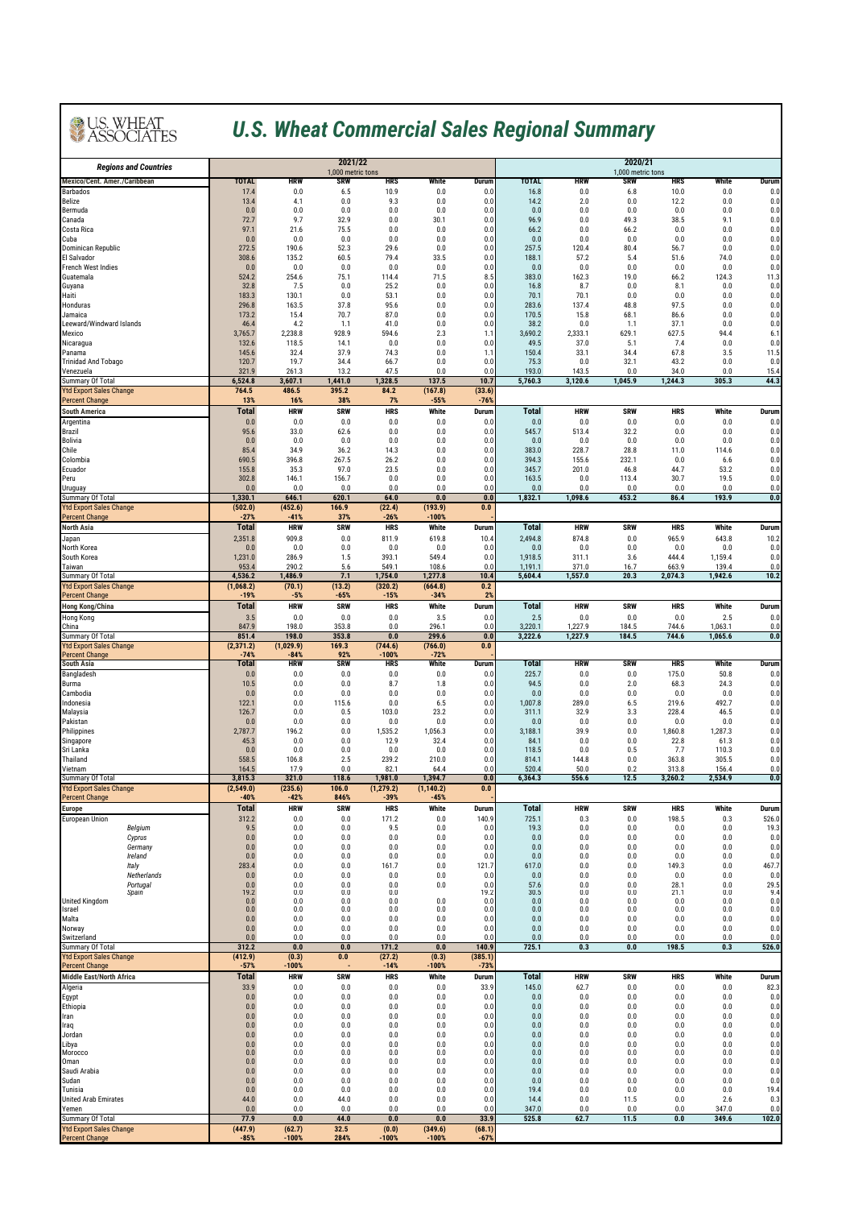# U.S. Wheat Commercial Sales Regional Summary

| Regions and Countries | 2021/22 1,000 metric tons | | | | | | 2020/21 1,000 metric tons | | | | | |
|---|---|---|---|---|---|---|---|---|---|---|---|---|
| **Mexico/Cent. Amer./Caribbean** | **TOTAL** | **HRW** | **SRW** | **HRS** | **White** | **Durum** | **TOTAL** | **HRW** | **SRW** | **HRS** | **White** | **Durum** |
| Barbados | 17.4 | 0.0 | 6.5 | 10.9 | 0.0 | 0.0 | 16.8 | 0.0 | 6.8 | 10.0 | 0.0 | 0.0 |
| Belize | 13.4 | 4.1 | 0.0 | 9.3 | 0.0 | 0.0 | 14.2 | 2.0 | 0.0 | 12.2 | 0.0 | 0.0 |
| Bermuda | 0.0 | 0.0 | 0.0 | 0.0 | 0.0 | 0.0 | 0.0 | 0.0 | 0.0 | 0.0 | 0.0 | 0.0 |
| Canada | 72.7 | 9.7 | 32.9 | 0.0 | 30.1 | 0.0 | 96.9 | 0.0 | 49.3 | 38.5 | 9.1 | 0.0 |
| Costa Rica | 97.1 | 21.6 | 75.5 | 0.0 | 0.0 | 0.0 | 66.2 | 0.0 | 66.2 | 0.0 | 0.0 | 0.0 |
| Cuba | 0.0 | 0.0 | 0.0 | 0.0 | 0.0 | 0.0 | 0.0 | 0.0 | 0.0 | 0.0 | 0.0 | 0.0 |
| Dominican Republic | 272.5 | 190.6 | 52.3 | 29.6 | 0.0 | 0.0 | 257.5 | 120.4 | 80.4 | 56.7 | 0.0 | 0.0 |
| El Salvador | 308.6 | 135.2 | 60.5 | 79.4 | 33.5 | 0.0 | 188.1 | 57.2 | 5.4 | 51.6 | 74.0 | 0.0 |
| French West Indies | 0.0 | 0.0 | 0.0 | 0.0 | 0.0 | 0.0 | 0.0 | 0.0 | 0.0 | 0.0 | 0.0 | 0.0 |
| Guatemala | 524.2 | 254.6 | 75.1 | 114.4 | 71.5 | 8.5 | 383.0 | 162.3 | 19.0 | 66.2 | 124.3 | 11.3 |
| Guyana | 32.8 | 7.5 | 0.0 | 25.2 | 0.0 | 0.0 | 16.8 | 8.7 | 0.0 | 8.1 | 0.0 | 0.0 |
| Haiti | 183.3 | 130.1 | 0.0 | 53.1 | 0.0 | 0.0 | 70.1 | 70.1 | 0.0 | 0.0 | 0.0 | 0.0 |
| Honduras | 296.8 | 163.5 | 37.8 | 95.6 | 0.0 | 0.0 | 283.6 | 137.4 | 48.8 | 97.5 | 0.0 | 0.0 |
| Jamaica | 173.2 | 15.4 | 70.7 | 87.0 | 0.0 | 0.0 | 170.5 | 15.8 | 68.1 | 86.6 | 0.0 | 0.0 |
| Leeward/Windward Islands | 46.4 | 4.2 | 1.1 | 41.0 | 0.0 | 0.0 | 38.2 | 0.0 | 1.1 | 37.1 | 0.0 | 0.0 |
| Mexico | 3,765.7 | 2,238.8 | 928.9 | 594.6 | 2.3 | 1.1 | 3,690.2 | 2,333.1 | 629.1 | 627.5 | 94.4 | 6.1 |
| Nicaragua | 132.6 | 118.5 | 14.1 | 0.0 | 0.0 | 0.0 | 49.5 | 37.0 | 5.1 | 7.4 | 0.0 | 0.0 |
| Panama | 145.6 | 32.4 | 37.9 | 74.3 | 0.0 | 1.1 | 150.4 | 33.1 | 34.4 | 67.8 | 3.5 | 11.5 |
| Trinidad And Tobago | 120.7 | 19.7 | 34.4 | 66.7 | 0.0 | 0.0 | 75.3 | 0.0 | 32.1 | 43.2 | 0.0 | 0.0 |
| Venezuela | 321.9 | 261.3 | 13.2 | 47.5 | 0.0 | 0.0 | 193.0 | 143.5 | 0.0 | 34.0 | 0.0 | 15.4 |
| Summary Of Total | 6,524.8 | 3,607.1 | 1,441.0 | 1,328.5 | 137.5 | 10.7 | 5,760.3 | 3,120.6 | 1,045.9 | 1,244.3 | 305.3 | 44.3 |
| Ytd Export Sales Change | 764.5 | 486.5 | 395.2 | 84.2 | (167.8) | (33.6) | | | | | | |
| Percent Change | 13% | 16% | 38% | 7% | -55% | -76% | | | | | | |
| **South America** | **Total** | **HRW** | **SRW** | **HRS** | **White** | **Durum** | **Total** | **HRW** | **SRW** | **HRS** | **White** | **Durum** |
| Argentina | 0.0 | 0.0 | 0.0 | 0.0 | 0.0 | 0.0 | 0.0 | 0.0 | 0.0 | 0.0 | 0.0 | 0.0 |
| Brazil | 95.6 | 33.0 | 62.6 | 0.0 | 0.0 | 0.0 | 545.7 | 513.4 | 32.2 | 0.0 | 0.0 | 0.0 |
| Bolivia | 0.0 | 0.0 | 0.0 | 0.0 | 0.0 | 0.0 | 0.0 | 0.0 | 0.0 | 0.0 | 0.0 | 0.0 |
| Chile | 85.4 | 34.9 | 36.2 | 14.3 | 0.0 | 0.0 | 383.0 | 228.7 | 28.8 | 11.0 | 114.6 | 0.0 |
| Colombia | 690.5 | 396.8 | 267.5 | 26.2 | 0.0 | 0.0 | 394.3 | 155.6 | 232.1 | 0.0 | 6.6 | 0.0 |
| Ecuador | 155.8 | 35.3 | 97.0 | 23.5 | 0.0 | 0.0 | 345.7 | 201.0 | 46.8 | 44.7 | 53.2 | 0.0 |
| Peru | 302.8 | 146.1 | 156.7 | 0.0 | 0.0 | 0.0 | 163.5 | 0.0 | 113.4 | 30.7 | 19.5 | 0.0 |
| Uruguay | 0.0 | 0.0 | 0.0 | 0.0 | 0.0 | 0.0 | 0.0 | 0.0 | 0.0 | 0.0 | 0.0 | 0.0 |
| Summary Of Total | 1,330.1 | 646.1 | 620.1 | 64.0 | 0.0 | 0.0 | 1,832.1 | 1,098.6 | 453.2 | 86.4 | 193.9 | 0.0 |
| Ytd Export Sales Change | (502.0) | (452.6) | 166.9 | (22.4) | (193.9) | 0.0 | | | | | | |
| Percent Change | -27% | -41% | 37% | -26% | -100% | - | | | | | | |
| **North Asia** | **Total** | **HRW** | **SRW** | **HRS** | **White** | **Durum** | **Total** | **HRW** | **SRW** | **HRS** | **White** | **Durum** |
| Japan | 2,351.8 | 909.8 | 0.0 | 811.9 | 619.8 | 10.4 | 2,494.8 | 874.8 | 0.0 | 965.9 | 643.8 | 10.2 |
| North Korea | 0.0 | 0.0 | 0.0 | 0.0 | 0.0 | 0.0 | 0.0 | 0.0 | 0.0 | 0.0 | 0.0 | 0.0 |
| South Korea | 1,231.0 | 286.9 | 1.5 | 393.1 | 549.4 | 0.0 | 1,918.5 | 311.1 | 3.6 | 444.4 | 1,159.4 | 0.0 |
| Taiwan | 953.4 | 290.2 | 5.6 | 549.1 | 108.6 | 0.0 | 1,191.1 | 371.0 | 16.7 | 663.9 | 139.4 | 0.0 |
| Summary Of Total | 4,536.2 | 1,486.9 | 7.1 | 1,754.0 | 1,277.8 | 10.4 | 5,604.4 | 1,557.0 | 20.3 | 2,074.3 | 1,942.6 | 10.2 |
| Ytd Export Sales Change | (1,068.2) | (70.1) | (13.2) | (320.2) | (664.8) | 0.2 | | | | | | |
| Percent Change | -19% | -5% | -65% | -15% | -34% | 2% | | | | | | |
| **Hong Kong/China** | **Total** | **HRW** | **SRW** | **HRS** | **White** | **Durum** | **Total** | **HRW** | **SRW** | **HRS** | **White** | **Durum** |
| Hong Kong | 3.5 | 0.0 | 0.0 | 0.0 | 3.5 | 0.0 | 2.5 | 0.0 | 0.0 | 0.0 | 2.5 | 0.0 |
| China | 847.9 | 198.0 | 353.8 | 0.0 | 296.1 | 0.0 | 3,220.1 | 1,227.9 | 184.5 | 744.6 | 1,063.1 | 0.0 |
| Summary Of Total | 851.4 | 198.0 | 353.8 | 0.0 | 299.6 | 0.0 | 3,222.6 | 1,227.9 | 184.5 | 744.6 | 1,065.6 | 0.0 |
| Ytd Export Sales Change | (2,371.2) | (1,029.9) | 169.3 | (744.6) | (766.0) | 0.0 | | | | | | |
| Percent Change | -74% | -84% | 92% | -100% | -72% | - | | | | | | |
| **South Asia** | **Total** | **HRW** | **SRW** | **HRS** | **White** | **Durum** | **Total** | **HRW** | **SRW** | **HRS** | **White** | **Durum** |
| Bangladesh | 0.0 | 0.0 | 0.0 | 0.0 | 0.0 | 0.0 | 225.7 | 0.0 | 0.0 | 175.0 | 50.8 | 0.0 |
| Burma | 10.5 | 0.0 | 0.0 | 8.7 | 1.8 | 0.0 | 94.5 | 0.0 | 2.0 | 68.3 | 24.3 | 0.0 |
| Cambodia | 0.0 | 0.0 | 0.0 | 0.0 | 0.0 | 0.0 | 0.0 | 0.0 | 0.0 | 0.0 | 0.0 | 0.0 |
| Indonesia | 122.1 | 0.0 | 115.6 | 0.0 | 6.5 | 0.0 | 1,007.8 | 289.0 | 6.5 | 219.6 | 492.7 | 0.0 |
| Malaysia | 126.7 | 0.0 | 0.5 | 103.0 | 23.2 | 0.0 | 311.1 | 32.9 | 3.3 | 228.4 | 46.5 | 0.0 |
| Pakistan | 0.0 | 0.0 | 0.0 | 0.0 | 0.0 | 0.0 | 0.0 | 0.0 | 0.0 | 0.0 | 0.0 | 0.0 |
| Philippines | 2,787.7 | 196.2 | 0.0 | 1,535.2 | 1,056.3 | 0.0 | 3,188.1 | 39.9 | 0.0 | 1,860.8 | 1,287.3 | 0.0 |
| Singapore | 45.3 | 0.0 | 0.0 | 12.9 | 32.4 | 0.0 | 84.1 | 0.0 | 0.0 | 22.8 | 61.3 | 0.0 |
| Sri Lanka | 0.0 | 0.0 | 0.0 | 0.0 | 0.0 | 0.0 | 118.5 | 0.0 | 0.5 | 7.7 | 110.3 | 0.0 |
| Thailand | 558.5 | 106.8 | 2.5 | 239.2 | 210.0 | 0.0 | 814.1 | 144.8 | 0.0 | 363.8 | 305.5 | 0.0 |
| Vietnam | 164.5 | 17.9 | 0.0 | 82.1 | 64.4 | 0.0 | 520.4 | 50.0 | 0.2 | 313.8 | 156.4 | 0.0 |
| Summary Of Total | 3,815.3 | 321.0 | 118.6 | 1,981.0 | 1,394.7 | 0.0 | 6,364.3 | 556.6 | 12.5 | 3,260.2 | 2,534.9 | 0.0 |
| Ytd Export Sales Change | (2,549.0) | (235.6) | 106.0 | (1,279.2) | (1,140.2) | 0.0 | | | | | | |
| Percent Change | -40% | -42% | 846% | -39% | -45% | - | | | | | | |
| **Europe** | **Total** | **HRW** | **SRW** | **HRS** | **White** | **Durum** | **Total** | **HRW** | **SRW** | **HRS** | **White** | **Durum** |
| European Union | 312.2 | 0.0 | 0.0 | 171.2 | 0.0 | 140.9 | 725.1 | 0.3 | 0.0 | 198.5 | 0.3 | 526.0 |
| *Belgium* | 9.5 | 0.0 | 0.0 | 9.5 | 0.0 | 0.0 | 19.3 | 0.0 | 0.0 | 0.0 | 0.0 | 19.3 |
| *Cyprus* | 0.0 | 0.0 | 0.0 | 0.0 | 0.0 | 0.0 | 0.0 | 0.0 | 0.0 | 0.0 | 0.0 | 0.0 |
| *Germany* | 0.0 | 0.0 | 0.0 | 0.0 | 0.0 | 0.0 | 0.0 | 0.0 | 0.0 | 0.0 | 0.0 | 0.0 |
| *Ireland* | 0.0 | 0.0 | 0.0 | 0.0 | 0.0 | 0.0 | 0.0 | 0.0 | 0.0 | 0.0 | 0.0 | 0.0 |
| *Italy* | 283.4 | 0.0 | 0.0 | 161.7 | 0.0 | 121.7 | 617.0 | 0.0 | 0.0 | 149.3 | 0.0 | 467.7 |
| *Netherlands* | 0.0 | 0.0 | 0.0 | 0.0 | 0.0 | 0.0 | 0.0 | 0.0 | 0.0 | 0.0 | 0.0 | 0.0 |
| *Portugal* | 0.0 | 0.0 | 0.0 | 0.0 | 0.0 | 0.0 | 57.6 | 0.0 | 0.0 | 28.1 | 0.0 | 29.5 |
| *Spain* | 19.2 | 0.0 | 0.0 | 0.0 | | 19.2 | 30.5 | 0.0 | 0.0 | 21.1 | 0.0 | 9.4 |
| United Kingdom | 0.0 | 0.0 | 0.0 | 0.0 | 0.0 | 0.0 | 0.0 | 0.0 | 0.0 | 0.0 | 0.0 | 0.0 |
| Israel | 0.0 | 0.0 | 0.0 | 0.0 | 0.0 | 0.0 | 0.0 | 0.0 | 0.0 | 0.0 | 0.0 | 0.0 |
| Malta | 0.0 | 0.0 | 0.0 | 0.0 | 0.0 | 0.0 | 0.0 | 0.0 | 0.0 | 0.0 | 0.0 | 0.0 |
| Norway | 0.0 | 0.0 | 0.0 | 0.0 | 0.0 | 0.0 | 0.0 | 0.0 | 0.0 | 0.0 | 0.0 | 0.0 |
| Switzerland | 0.0 | 0.0 | 0.0 | 0.0 | 0.0 | 0.0 | 0.0 | 0.0 | 0.0 | 0.0 | 0.0 | 0.0 |
| Summary Of Total | 312.2 | 0.0 | 0.0 | 171.2 | 0.0 | 140.9 | 725.1 | 0.3 | 0.0 | 198.5 | 0.3 | 526.0 |
| Ytd Export Sales Change | (412.9) | (0.3) | 0.0 | (27.2) | (0.3) | (385.1) | | | | | | |
| Percent Change | -57% | -100% | - | -14% | -100% | -73% | | | | | | |
| **Middle East/North Africa** | **Total** | **HRW** | **SRW** | **HRS** | **White** | **Durum** | **Total** | **HRW** | **SRW** | **HRS** | **White** | **Durum** |
| Algeria | 33.9 | 0.0 | 0.0 | 0.0 | 0.0 | 33.9 | 145.0 | 62.7 | 0.0 | 0.0 | 0.0 | 82.3 |
| Egypt | 0.0 | 0.0 | 0.0 | 0.0 | 0.0 | 0.0 | 0.0 | 0.0 | 0.0 | 0.0 | 0.0 | 0.0 |
| Ethiopia | 0.0 | 0.0 | 0.0 | 0.0 | 0.0 | 0.0 | 0.0 | 0.0 | 0.0 | 0.0 | 0.0 | 0.0 |
| Iran | 0.0 | 0.0 | 0.0 | 0.0 | 0.0 | 0.0 | 0.0 | 0.0 | 0.0 | 0.0 | 0.0 | 0.0 |
| Iraq | 0.0 | 0.0 | 0.0 | 0.0 | 0.0 | 0.0 | 0.0 | 0.0 | 0.0 | 0.0 | 0.0 | 0.0 |
| Jordan | 0.0 | 0.0 | 0.0 | 0.0 | 0.0 | 0.0 | 0.0 | 0.0 | 0.0 | 0.0 | 0.0 | 0.0 |
| Libya | 0.0 | 0.0 | 0.0 | 0.0 | 0.0 | 0.0 | 0.0 | 0.0 | 0.0 | 0.0 | 0.0 | 0.0 |
| Morocco | 0.0 | 0.0 | 0.0 | 0.0 | 0.0 | 0.0 | 0.0 | 0.0 | 0.0 | 0.0 | 0.0 | 0.0 |
| Oman | 0.0 | 0.0 | 0.0 | 0.0 | 0.0 | 0.0 | 0.0 | 0.0 | 0.0 | 0.0 | 0.0 | 0.0 |
| Saudi Arabia | 0.0 | 0.0 | 0.0 | 0.0 | 0.0 | 0.0 | 0.0 | 0.0 | 0.0 | 0.0 | 0.0 | 0.0 |
| Sudan | 0.0 | 0.0 | 0.0 | 0.0 | 0.0 | 0.0 | 0.0 | 0.0 | 0.0 | 0.0 | 0.0 | 0.0 |
| Tunisia | 0.0 | 0.0 | 0.0 | 0.0 | 0.0 | 0.0 | 19.4 | 0.0 | 0.0 | 0.0 | 0.0 | 19.4 |
| United Arab Emirates | 44.0 | 0.0 | 44.0 | 0.0 | 0.0 | 0.0 | 14.4 | 0.0 | 11.5 | 0.0 | 2.6 | 0.3 |
| Yemen | 0.0 | 0.0 | 0.0 | 0.0 | 0.0 | 0.0 | 347.0 | 0.0 | 0.0 | 0.0 | 347.0 | 0.0 |
| Summary Of Total | 77.9 | 0.0 | 44.0 | 0.0 | 0.0 | 33.9 | 525.8 | 62.7 | 11.5 | 0.0 | 349.6 | 102.0 |
| Ytd Export Sales Change | (447.9) | (62.7) | 32.5 | (0.0) | (349.6) | (68.1) | | | | | | |
| Percent Change | -85% | -100% | 284% | -100% | -100% | -67% | | | | | | |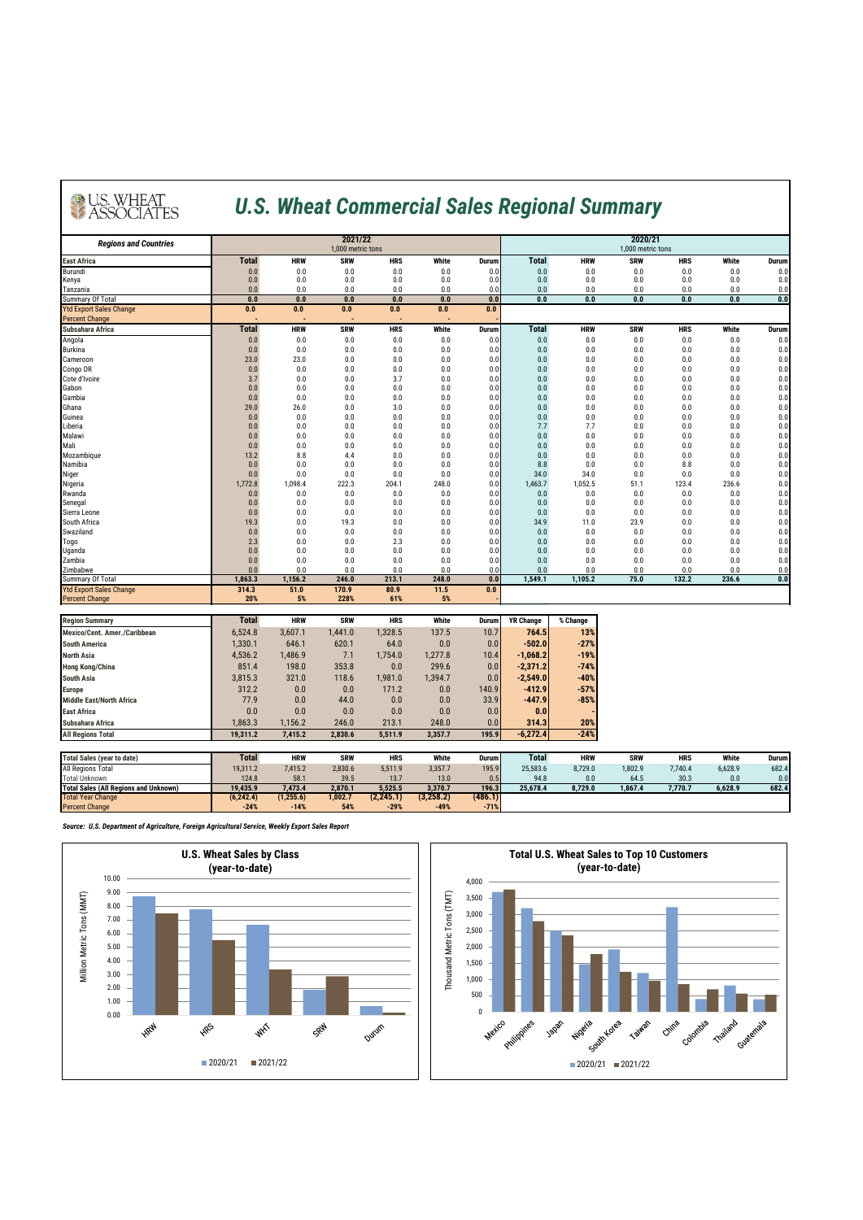# U.S. Wheat Commercial Sales Regional Summary

U.S. WHEAT ASSOCIATES

| Regions and Countries | 2021/22 1,000 metric tons | | | | | | 2020/21 1,000 metric tons | | | | | |
|---|---|---|---|---|---|---|---|---|---|---|---|---|
| **East Africa** | **Total** | **HRW** | **SRW** | **HRS** | **White** | **Durum** | **Total** | **HRW** | **SRW** | **HRS** | **White** | **Durum** |
| Burundi | 0.0 | 0.0 | 0.0 | 0.0 | 0.0 | 0.0 | 0.0 | 0.0 | 0.0 | 0.0 | 0.0 | 0.0 |
| Kenya | 0.0 | 0.0 | 0.0 | 0.0 | 0.0 | 0.0 | 0.0 | 0.0 | 0.0 | 0.0 | 0.0 | 0.0 |
| Tanzania | 0.0 | 0.0 | 0.0 | 0.0 | 0.0 | 0.0 | 0.0 | 0.0 | 0.0 | 0.0 | 0.0 | 0.0 |
| Summary Of Total | 0.0 | 0.0 | 0.0 | 0.0 | 0.0 | 0.0 | 0.0 | 0.0 | 0.0 | 0.0 | 0.0 | 0.0 |
| Ytd Export Sales Change | 0.0 | 0.0 | 0.0 | 0.0 | 0.0 | 0.0 | | | | | | |
| Percent Change | - | - | - | - | - | - | | | | | | |
| **Subsahara Africa** | **Total** | **HRW** | **SRW** | **HRS** | **White** | **Durum** | **Total** | **HRW** | **SRW** | **HRS** | **White** | **Durum** |
| Angola | 0.0 | 0.0 | 0.0 | 0.0 | 0.0 | 0.0 | 0.0 | 0.0 | 0.0 | 0.0 | 0.0 | 0.0 |
| Burkina | 0.0 | 0.0 | 0.0 | 0.0 | 0.0 | 0.0 | 0.0 | 0.0 | 0.0 | 0.0 | 0.0 | 0.0 |
| Cameroon | 23.0 | 23.0 | 0.0 | 0.0 | 0.0 | 0.0 | 0.0 | 0.0 | 0.0 | 0.0 | 0.0 | 0.0 |
| Congo DR | 0.0 | 0.0 | 0.0 | 0.0 | 0.0 | 0.0 | 0.0 | 0.0 | 0.0 | 0.0 | 0.0 | 0.0 |
| Cote d'Ivoire | 3.7 | 0.0 | 0.0 | 3.7 | 0.0 | 0.0 | 0.0 | 0.0 | 0.0 | 0.0 | 0.0 | 0.0 |
| Gabon | 0.0 | 0.0 | 0.0 | 0.0 | 0.0 | 0.0 | 0.0 | 0.0 | 0.0 | 0.0 | 0.0 | 0.0 |
| Gambia | 0.0 | 0.0 | 0.0 | 0.0 | 0.0 | 0.0 | 0.0 | 0.0 | 0.0 | 0.0 | 0.0 | 0.0 |
| Ghana | 29.0 | 26.0 | 0.0 | 3.0 | 0.0 | 0.0 | 0.0 | 0.0 | 0.0 | 0.0 | 0.0 | 0.0 |
| Guinea | 0.0 | 0.0 | 0.0 | 0.0 | 0.0 | 0.0 | 0.0 | 0.0 | 0.0 | 0.0 | 0.0 | 0.0 |
| Liberia | 0.0 | 0.0 | 0.0 | 0.0 | 0.0 | 0.0 | 7.7 | 7.7 | 0.0 | 0.0 | 0.0 | 0.0 |
| Malawi | 0.0 | 0.0 | 0.0 | 0.0 | 0.0 | 0.0 | 0.0 | 0.0 | 0.0 | 0.0 | 0.0 | 0.0 |
| Mali | 0.0 | 0.0 | 0.0 | 0.0 | 0.0 | 0.0 | 0.0 | 0.0 | 0.0 | 0.0 | 0.0 | 0.0 |
| Mozambique | 13.2 | 8.8 | 4.4 | 0.0 | 0.0 | 0.0 | 0.0 | 0.0 | 0.0 | 0.0 | 0.0 | 0.0 |
| Namibia | 0.0 | 0.0 | 0.0 | 0.0 | 0.0 | 0.0 | 8.8 | 0.0 | 0.0 | 8.8 | 0.0 | 0.0 |
| Niger | 0.0 | 0.0 | 0.0 | 0.0 | 0.0 | 0.0 | 34.0 | 34.0 | 0.0 | 0.0 | 0.0 | 0.0 |
| Nigeria | 1,772.8 | 1,098.4 | 222.3 | 204.1 | 248.0 | 0.0 | 1,463.7 | 1,052.5 | 51.1 | 123.4 | 236.6 | 0.0 |
| Rwanda | 0.0 | 0.0 | 0.0 | 0.0 | 0.0 | 0.0 | 0.0 | 0.0 | 0.0 | 0.0 | 0.0 | 0.0 |
| Senegal | 0.0 | 0.0 | 0.0 | 0.0 | 0.0 | 0.0 | 0.0 | 0.0 | 0.0 | 0.0 | 0.0 | 0.0 |
| Sierra Leone | 0.0 | 0.0 | 0.0 | 0.0 | 0.0 | 0.0 | 0.0 | 0.0 | 0.0 | 0.0 | 0.0 | 0.0 |
| South Africa | 19.3 | 0.0 | 19.3 | 0.0 | 0.0 | 0.0 | 34.9 | 11.0 | 23.9 | 0.0 | 0.0 | 0.0 |
| Swaziland | 0.0 | 0.0 | 0.0 | 0.0 | 0.0 | 0.0 | 0.0 | 0.0 | 0.0 | 0.0 | 0.0 | 0.0 |
| Togo | 2.3 | 0.0 | 0.0 | 2.3 | 0.0 | 0.0 | 0.0 | 0.0 | 0.0 | 0.0 | 0.0 | 0.0 |
| Uganda | 0.0 | 0.0 | 0.0 | 0.0 | 0.0 | 0.0 | 0.0 | 0.0 | 0.0 | 0.0 | 0.0 | 0.0 |
| Zambia | 0.0 | 0.0 | 0.0 | 0.0 | 0.0 | 0.0 | 0.0 | 0.0 | 0.0 | 0.0 | 0.0 | 0.0 |
| Zimbabwe | 0.0 | 0.0 | 0.0 | 0.0 | 0.0 | 0.0 | 0.0 | 0.0 | 0.0 | 0.0 | 0.0 | 0.0 |
| Summary Of Total | 1,863.3 | 1,156.2 | 246.0 | 213.1 | 248.0 | 0.0 | 1,549.1 | 1,105.2 | 75.0 | 132.2 | 236.6 | 0.0 |
| Ytd Export Sales Change | 314.3 | 51.0 | 170.9 | 80.9 | 11.5 | 0.0 | | | | | | |
| Percent Change | 20% | 5% | 228% | 61% | 5% | - | | | | | | |

| Region Summary | Total | HRW | SRW | HRS | White | Durum | YR Change | % Change |
|---|---|---|---|---|---|---|---|---|
| Mexico/Cent. Amer./Caribbean | 6,524.8 | 3,607.1 | 1,441.0 | 1,328.5 | 137.5 | 10.7 | 764.5 | 13% |
| South America | 1,330.1 | 646.1 | 620.1 | 64.0 | 0.0 | 0.0 | -502.0 | -27% |
| North Asia | 4,536.2 | 1,486.9 | 7.1 | 1,754.0 | 1,277.8 | 10.4 | -1,068.2 | -19% |
| Hong Kong/China | 851.4 | 198.0 | 353.8 | 0.0 | 299.6 | 0.0 | -2,371.2 | -74% |
| South Asia | 3,815.3 | 321.0 | 118.6 | 1,981.0 | 1,394.7 | 0.0 | -2,549.0 | -40% |
| Europe | 312.2 | 0.0 | 0.0 | 171.2 | 0.0 | 140.9 | -412.9 | -57% |
| Middle East/North Africa | 77.9 | 0.0 | 44.0 | 0.0 | 0.0 | 33.9 | -447.9 | -85% |
| East Africa | 0.0 | 0.0 | 0.0 | 0.0 | 0.0 | 0.0 | 0.0 | - |
| Subsahara Africa | 1,863.3 | 1,156.2 | 246.0 | 213.1 | 248.0 | 0.0 | 314.3 | 20% |
| **All Regions Total** | **19,311.2** | **7,415.2** | **2,830.6** | **5,511.9** | **3,357.7** | **195.9** | **-6,272.4** | **-24%** |

| Total Sales (year to date) | Total | HRW | SRW | HRS | White | Durum | Total | HRW | SRW | HRS | White | Durum |
|---|---|---|---|---|---|---|---|---|---|---|---|---|
| All Regions Total | 19,311.2 | 7,415.2 | 2,830.6 | 5,511.9 | 3,357.7 | 195.9 | 25,583.6 | 8,729.0 | 1,802.9 | 7,740.4 | 6,628.9 | 682.4 |
| Total Unknown | 124.8 | 58.1 | 39.5 | 13.7 | 13.0 | 0.5 | 94.8 | 0.0 | 64.5 | 30.3 | 0.0 | 0.0 |
| **Total Sales (All Regions and Unknown)** | **19,435.9** | **7,473.4** | **2,870.1** | **5,525.5** | **3,370.7** | **196.3** | **25,678.4** | **8,729.0** | **1,867.4** | **7,770.7** | **6,628.9** | **682.4** |
| Total Year Change | (6,242.4) | (1,255.6) | 1,002.7 | (2,245.1) | (3,258.2) | (486.1) | | | | | | |
| Percent Change | -24% | -14% | 54% | -29% | -49% | -71% | | | | | | |

*Source: U.S. Department of Agriculture, Foreign Agricultural Service, Weekly Export Sales Report*

**U.S. Wheat Sales by Class (year-to-date)**

Million Metric Tons (MMT)
10.00
9.00
8.00
7.00
6.00
5.00
4.00
3.00
2.00
1.00
0.00
HRW
HRS
WHT
SRW
Durum
2020/21 2021/22

**Total U.S. Wheat Sales to Top 10 Customers (year-to-date)**

Thousand Metric Tons (TMT)
4,000
3,500
3,000
2,500
2,000
1,500
1,000
500
0
Mexico
Philippines
Japan
Nigeria
South Korea
Taiwan
China
Colombia
Thailand
Guatemala
2020/21 2021/22